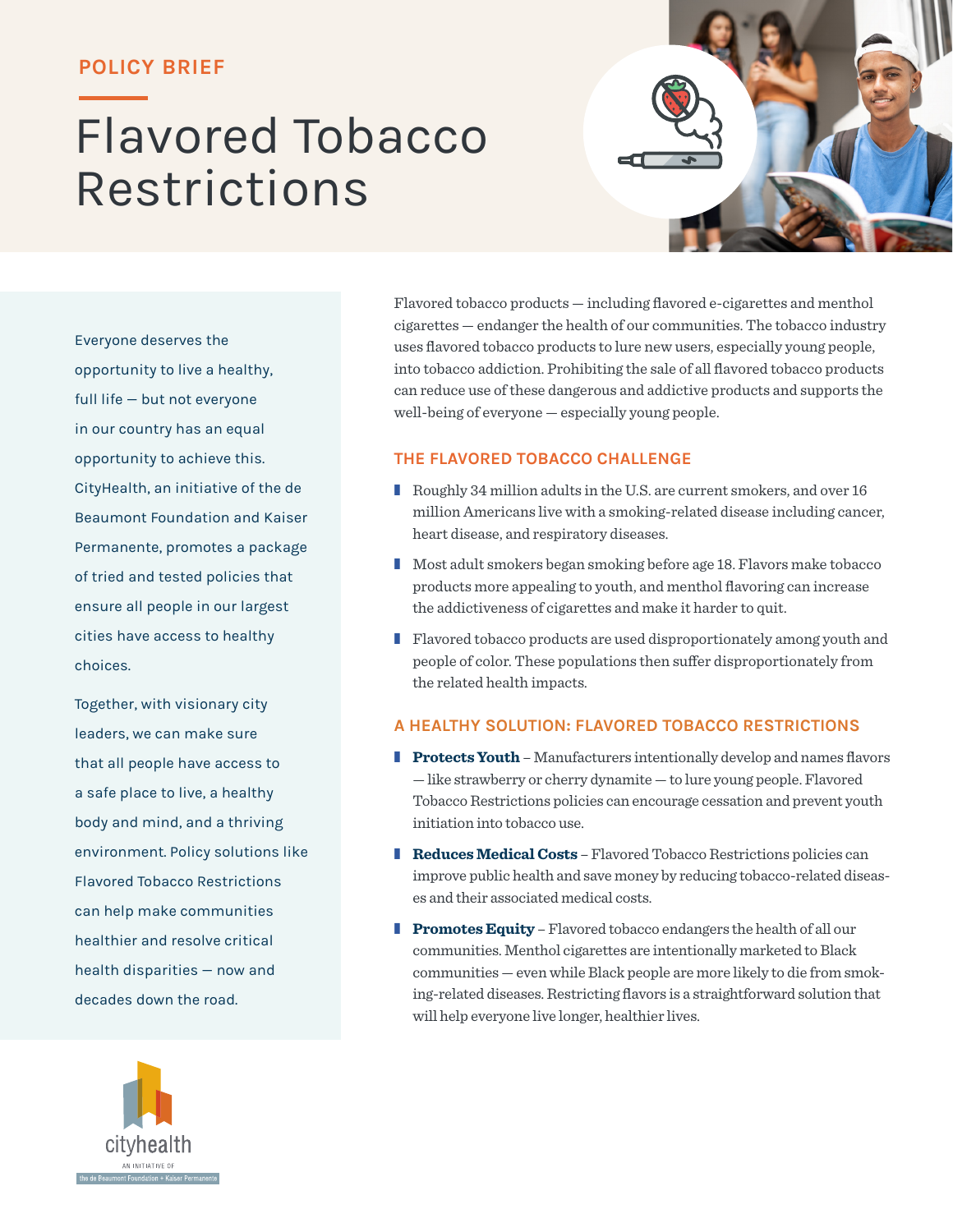POLICY BRIEF

# Flavored Tobacco Restrictions

Everyone deserves the opportunity to live a healthy, full life — but not everyone in our country has an equal opportunity to achieve this. CityHealth, an initiative of the de Beaumont Foundation and Kaiser Permanente, promotes a package of tried and tested policies that ensure all people in our largest cities have access to healthy choices.

Together, with visionary city leaders, we can make sure that all people have access to a safe place to live, a healthy body and mind, and a thriving environment. Policy solutions like Flavored Tobacco Restrictions can help make communities healthier and resolve critical health disparities — now and decades down the road.

Flavored tobacco products — including flavored e-cigarettes and menthol cigarettes — endanger the health of our communities. The tobacco industry uses flavored tobacco products to lure new users, especially young people, into tobacco addiction. Prohibiting the sale of all flavored tobacco products can reduce use of these dangerous and addictive products and supports the well-being of everyone — especially young people.

## THE FLAVORED TOBACCO CHALLENGE

- Roughly 34 million adults in the U.S. are current smokers, and over 16 million Americans live with a smoking-related disease including cancer, heart disease, and respiratory diseases.
- Most adult smokers began smoking before age 18. Flavors make tobacco products more appealing to youth, and menthol flavoring can increase the addictiveness of cigarettes and make it harder to quit.
- Flavored tobacco products are used disproportionately among youth and people of color. These populations then suffer disproportionately from the related health impacts.

## A HEALTHY SOLUTION: FLAVORED TOBACCO RESTRICTIONS

- **Protects Youth** – Manufacturers intentionally develop and names flavors — like strawberry or cherry dynamite — to lure young people. Flavored Tobacco Restrictions policies can encourage cessation and prevent youth initiation into tobacco use.
- **Reduces Medical Costs** – Flavored Tobacco Restrictions policies can improve public health and save money by reducing tobacco-related diseases and their associated medical costs.
- **Promotes Equity** – Flavored tobacco endangers the health of all our communities. Menthol cigarettes are intentionally marketed to Black communities — even while Black people are more likely to die from smoking-related diseases. Restricting flavors is a straightforward solution that will help everyone live longer, healthier lives.

cityhealth
AN INITIATIVE OF
the de Beaumont Foundation + Kaiser Permanente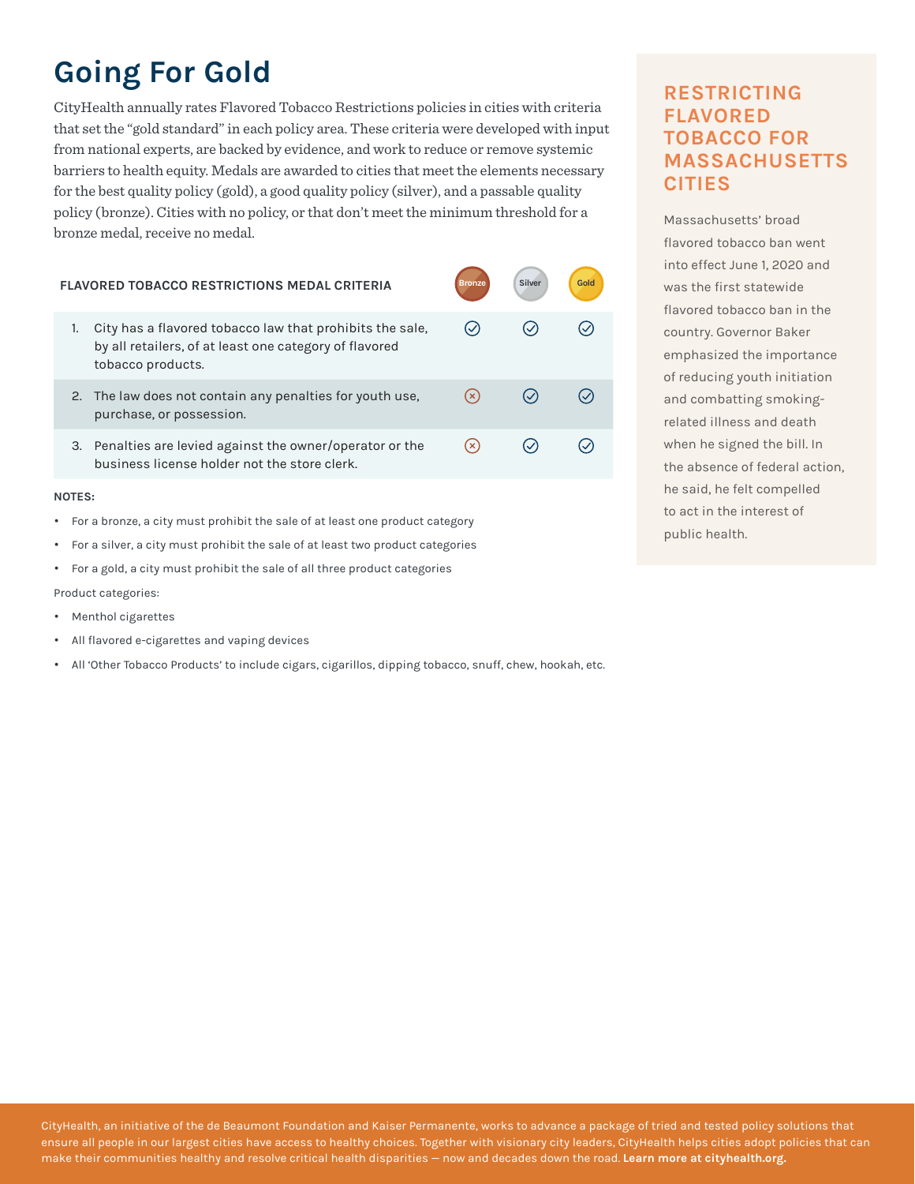# Going For Gold

CityHealth annually rates Flavored Tobacco Restrictions policies in cities with criteria that set the "gold standard" in each policy area. These criteria were developed with input from national experts, are backed by evidence, and work to reduce or remove systemic barriers to health equity. Medals are awarded to cities that meet the elements necessary for the best quality policy (gold), a good quality policy (silver), and a passable quality policy (bronze). Cities with no policy, or that don't meet the minimum threshold for a bronze medal, receive no medal.

| FLAVORED TOBACCO RESTRICTIONS MEDAL CRITERIA | Bronze | Silver | Gold |
|---|---|---|---|
| 1. City has a flavored tobacco law that prohibits the sale, by all retailers, of at least one category of flavored tobacco products. | ✓ | ✓ | ✓ |
| 2. The law does not contain any penalties for youth use, purchase, or possession. | ✗ | ✓ | ✓ |
| 3. Penalties are levied against the owner/operator or the business license holder not the store clerk. | ✗ | ✓ | ✓ |

**NOTES:**

- For a bronze, a city must prohibit the sale of at least one product category
- For a silver, a city must prohibit the sale of at least two product categories
- For a gold, a city must prohibit the sale of all three product categories

Product categories:

- Menthol cigarettes
- All flavored e-cigarettes and vaping devices
- All 'Other Tobacco Products' to include cigars, cigarillos, dipping tobacco, snuff, chew, hookah, etc.

## RESTRICTING FLAVORED TOBACCO FOR MASSACHUSETTS CITIES

Massachusetts' broad flavored tobacco ban went into effect June 1, 2020 and was the first statewide flavored tobacco ban in the country. Governor Baker emphasized the importance of reducing youth initiation and combatting smoking-related illness and death when he signed the bill. In the absence of federal action, he said, he felt compelled to act in the interest of public health.

CityHealth, an initiative of the de Beaumont Foundation and Kaiser Permanente, works to advance a package of tried and tested policy solutions that ensure all people in our largest cities have access to healthy choices. Together with visionary city leaders, CityHealth helps cities adopt policies that can make their communities healthy and resolve critical health disparities — now and decades down the road. **Learn more at cityhealth.org.**